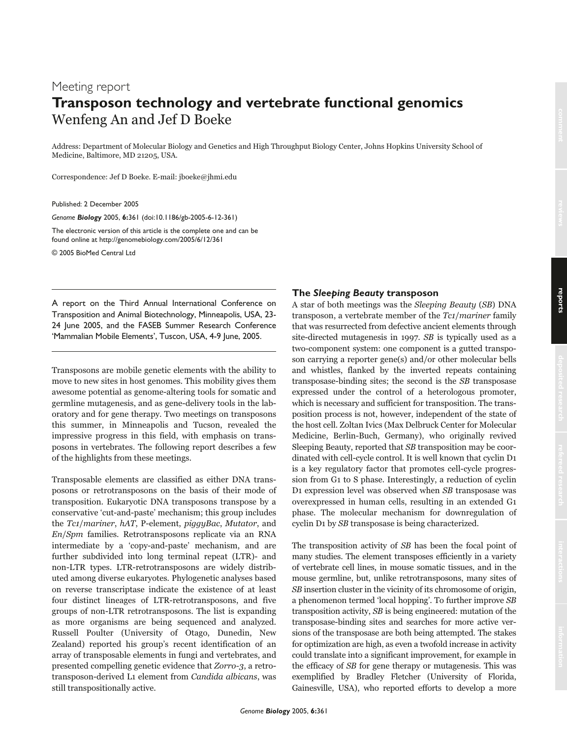Meeting report

# Transposon technology and vertebrate functional genomics

Wenfeng An and Jef D Boeke

Address: Department of Molecular Biology and Genetics and High Throughput Biology Center, Johns Hopkins University School of Medicine, Baltimore, MD 21205, USA.

Correspondence: Jef D Boeke. E-mail: jboeke@jhmi.edu

Published: 2 December 2005

*Genome Biology* 2005, **6**:361 (doi:10.1186/gb-2005-6-12-361)

The electronic version of this article is the complete one and can be found online at http://genomebiology.com/2005/6/12/361

© 2005 BioMed Central Ltd

---

A report on the Third Annual International Conference on Transposition and Animal Biotechnology, Minneapolis, USA, 23-24 June 2005, and the FASEB Summer Research Conference 'Mammalian Mobile Elements', Tuscon, USA, 4-9 June, 2005.

---

Transposons are mobile genetic elements with the ability to move to new sites in host genomes. This mobility gives them awesome potential as genome-altering tools for somatic and germline mutagenesis, and as gene-delivery tools in the laboratory and for gene therapy. Two meetings on transposons this summer, in Minneapolis and Tucson, revealed the impressive progress in this field, with emphasis on transposons in vertebrates. The following report describes a few of the highlights from these meetings.

Transposable elements are classified as either DNA transposons or retrotransposons on the basis of their mode of transposition. Eukaryotic DNA transposons transpose by a conservative 'cut-and-paste' mechanism; this group includes the *Tc1*/*mariner*, *hAT*, P-element, *piggyBac*, *Mutator*, and *En*/*Spm* families. Retrotransposons replicate via an RNA intermediate by a 'copy-and-paste' mechanism, and are further subdivided into long terminal repeat (LTR)- and non-LTR types. LTR-retrotransposons are widely distributed among diverse eukaryotes. Phylogenetic analyses based on reverse transcriptase indicate the existence of at least four distinct lineages of LTR-retrotransposons, and five groups of non-LTR retrotransposons. The list is expanding as more organisms are being sequenced and analyzed. Russell Poulter (University of Otago, Dunedin, New Zealand) reported his group's recent identification of an array of transposable elements in fungi and vertebrates, and presented compelling genetic evidence that *Zorro-3*, a retrotransposon-derived L1 element from *Candida albicans*, was still transpositionally active.

## The *Sleeping Beauty* transposon

A star of both meetings was the *Sleeping Beauty* (*SB*) DNA transposon, a vertebrate member of the *Tc1*/*mariner* family that was resurrected from defective ancient elements through site-directed mutagenesis in 1997. *SB* is typically used as a two-component system: one component is a gutted transposon carrying a reporter gene(s) and/or other molecular bells and whistles, flanked by the inverted repeats containing transposase-binding sites; the second is the *SB* transposase expressed under the control of a heterologous promoter, which is necessary and sufficient for transposition. The transposition process is not, however, independent of the state of the host cell. Zoltan Ivics (Max Delbruck Center for Molecular Medicine, Berlin-Buch, Germany), who originally revived Sleeping Beauty, reported that *SB* transposition may be coordinated with cell-cycle control. It is well known that cyclin D1 is a key regulatory factor that promotes cell-cycle progression from G1 to S phase. Interestingly, a reduction of cyclin D1 expression level was observed when *SB* transposase was overexpressed in human cells, resulting in an extended G1 phase. The molecular mechanism for downregulation of cyclin D1 by *SB* transposase is being characterized.

The transposition activity of *SB* has been the focal point of many studies. The element transposes efficiently in a variety of vertebrate cell lines, in mouse somatic tissues, and in the mouse germline, but, unlike retrotransposons, many sites of *SB* insertion cluster in the vicinity of its chromosome of origin, a phenomenon termed 'local hopping'. To further improve *SB* transposition activity, *SB* is being engineered: mutation of the transposase-binding sites and searches for more active versions of the transposase are both being attempted. The stakes for optimization are high, as even a twofold increase in activity could translate into a significant improvement, for example in the efficacy of *SB* for gene therapy or mutagenesis. This was exemplified by Bradley Fletcher (University of Florida, Gainesville, USA), who reported efforts to develop a more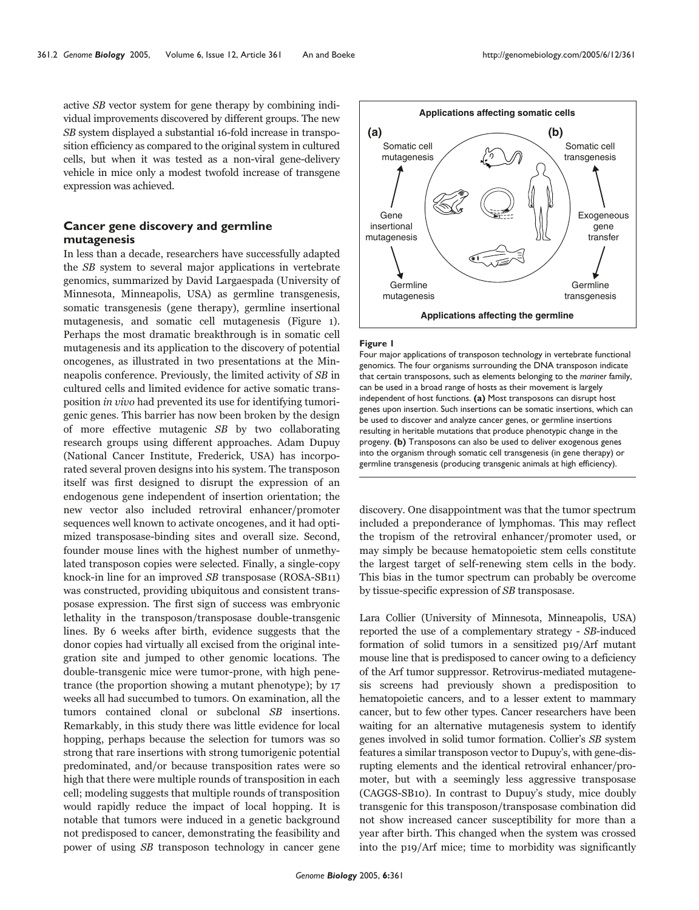active *SB* vector system for gene therapy by combining individual improvements discovered by different groups. The new *SB* system displayed a substantial 16-fold increase in transposition efficiency as compared to the original system in cultured cells, but when it was tested as a non-viral gene-delivery vehicle in mice only a modest twofold increase of transgene expression was achieved.

## Cancer gene discovery and germline mutagenesis

In less than a decade, researchers have successfully adapted the *SB* system to several major applications in vertebrate genomics, summarized by David Largaespada (University of Minnesota, Minneapolis, USA) as germline transgenesis, somatic transgenesis (gene therapy), germline insertional mutagenesis, and somatic cell mutagenesis (Figure 1). Perhaps the most dramatic breakthrough is in somatic cell mutagenesis and its application to the discovery of potential oncogenes, as illustrated in two presentations at the Minneapolis conference. Previously, the limited activity of *SB* in cultured cells and limited evidence for active somatic transposition *in vivo* had prevented its use for identifying tumorigenic genes. This barrier has now been broken by the design of more effective mutagenic *SB* by two collaborating research groups using different approaches. Adam Dupuy (National Cancer Institute, Frederick, USA) has incorporated several proven designs into his system. The transposon itself was first designed to disrupt the expression of an endogenous gene independent of insertion orientation; the new vector also included retroviral enhancer/promoter sequences well known to activate oncogenes, and it had optimized transposase-binding sites and overall size. Second, founder mouse lines with the highest number of unmethylated transposon copies were selected. Finally, a single-copy knock-in line for an improved *SB* transposase (ROSA-SB11) was constructed, providing ubiquitous and consistent transposase expression. The first sign of success was embryonic lethality in the transposon/transposase double-transgenic lines. By 6 weeks after birth, evidence suggests that the donor copies had virtually all excised from the original integration site and jumped to other genomic locations. The double-transgenic mice were tumor-prone, with high penetrance (the proportion showing a mutant phenotype); by 17 weeks all had succumbed to tumors. On examination, all the tumors contained clonal or subclonal *SB* insertions. Remarkably, in this study there was little evidence for local hopping, perhaps because the selection for tumors was so strong that rare insertions with strong tumorigenic potential predominated, and/or because transposition rates were so high that there were multiple rounds of transposition in each cell; modeling suggests that multiple rounds of transposition would rapidly reduce the impact of local hopping. It is notable that tumors were induced in a genetic background not predisposed to cancer, demonstrating the feasibility and power of using *SB* transposon technology in cancer gene discovery. One disappointment was that the tumor spectrum included a preponderance of lymphomas. This may reflect the tropism of the retroviral enhancer/promoter used, or may simply be because hematopoietic stem cells constitute the largest target of self-renewing stem cells in the body. This bias in the tumor spectrum can probably be overcome by tissue-specific expression of *SB* transposase.

Applications affecting somatic cells

(a)

(b)

Somatic cell mutagenesis

Somatic cell transgenesis

Gene insertional mutagenesis

Exogeneous gene transfer

Germline mutagenesis

Germline transgenesis

Applications affecting the germline

**Figure 1**

Four major applications of transposon technology in vertebrate functional genomics. The four organisms surrounding the DNA transposon indicate that certain transposons, such as elements belonging to the *mariner* family, can be used in a broad range of hosts as their movement is largely independent of host functions. **(a)** Most transposons can disrupt host genes upon insertion. Such insertions can be somatic insertions, which can be used to discover and analyze cancer genes, or germline insertions resulting in heritable mutations that produce phenotypic change in the progeny. **(b)** Transposons can also be used to deliver exogenous genes into the organism through somatic cell transgenesis (in gene therapy) or germline transgenesis (producing transgenic animals at high efficiency).

Lara Collier (University of Minnesota, Minneapolis, USA) reported the use of a complementary strategy - *SB*-induced formation of solid tumors in a sensitized p19/Arf mutant mouse line that is predisposed to cancer owing to a deficiency of the Arf tumor suppressor. Retrovirus-mediated mutagenesis screens had previously shown a predisposition to hematopoietic cancers, and to a lesser extent to mammary cancer, but to few other types. Cancer researchers have been waiting for an alternative mutagenesis system to identify genes involved in solid tumor formation. Collier's *SB* system features a similar transposon vector to Dupuy's, with gene-disrupting elements and the identical retroviral enhancer/promoter, but with a seemingly less aggressive transposase (CAGGS-SB10). In contrast to Dupuy's study, mice doubly transgenic for this transposon/transposase combination did not show increased cancer susceptibility for more than a year after birth. This changed when the system was crossed into the p19/Arf mice; time to morbidity was significantly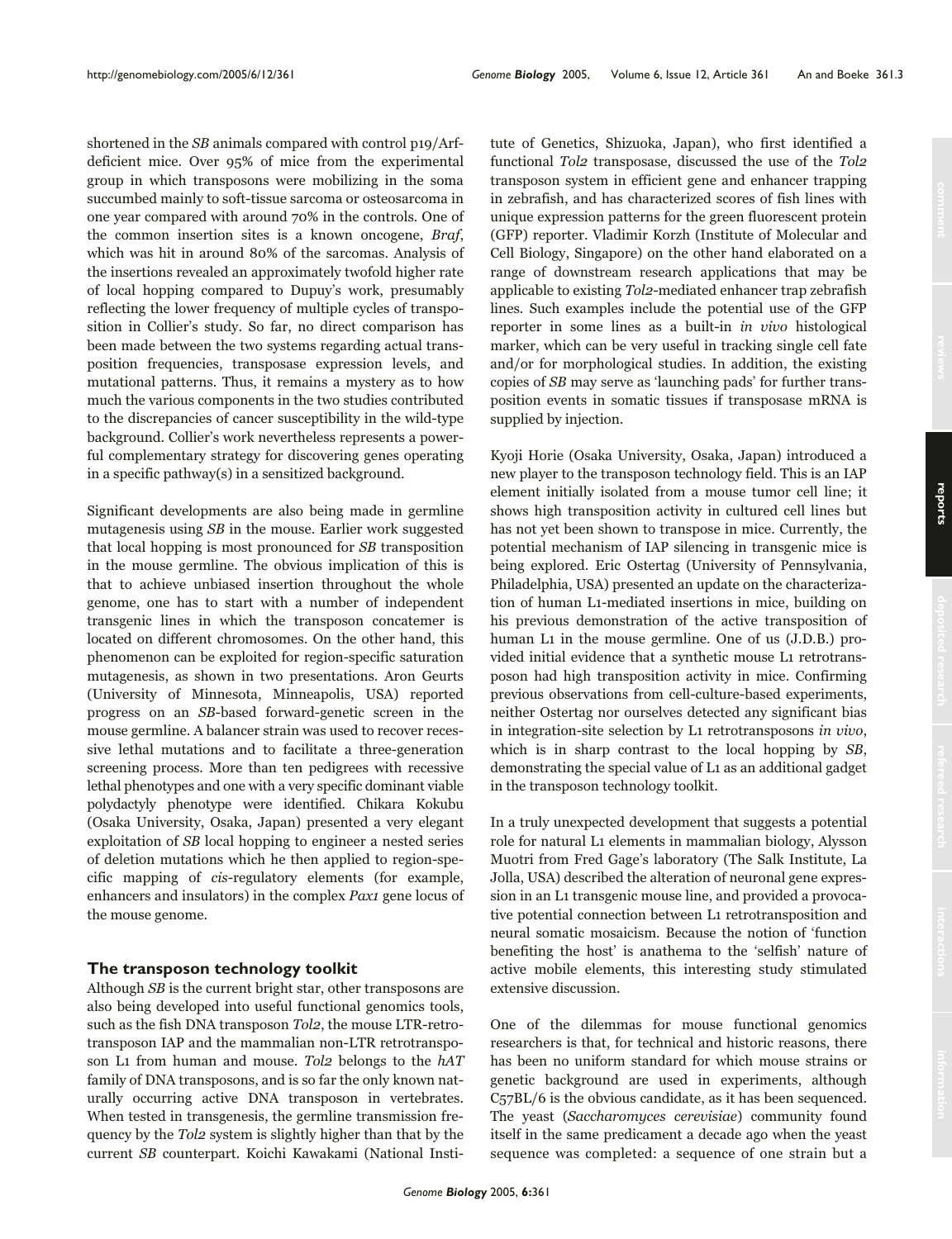shortened in the *SB* animals compared with control p19/Arf-deficient mice. Over 95% of mice from the experimental group in which transposons were mobilizing in the soma succumbed mainly to soft-tissue sarcoma or osteosarcoma in one year compared with around 70% in the controls. One of the common insertion sites is a known oncogene, *Braf*, which was hit in around 80% of the sarcomas. Analysis of the insertions revealed an approximately twofold higher rate of local hopping compared to Dupuy's work, presumably reflecting the lower frequency of multiple cycles of transposition in Collier's study. So far, no direct comparison has been made between the two systems regarding actual transposition frequencies, transposase expression levels, and mutational patterns. Thus, it remains a mystery as to how much the various components in the two studies contributed to the discrepancies of cancer susceptibility in the wild-type background. Collier's work nevertheless represents a powerful complementary strategy for discovering genes operating in a specific pathway(s) in a sensitized background.

Significant developments are also being made in germline mutagenesis using *SB* in the mouse. Earlier work suggested that local hopping is most pronounced for *SB* transposition in the mouse germline. The obvious implication of this is that to achieve unbiased insertion throughout the whole genome, one has to start with a number of independent transgenic lines in which the transposon concatemer is located on different chromosomes. On the other hand, this phenomenon can be exploited for region-specific saturation mutagenesis, as shown in two presentations. Aron Geurts (University of Minnesota, Minneapolis, USA) reported progress on an *SB*-based forward-genetic screen in the mouse germline. A balancer strain was used to recover recessive lethal mutations and to facilitate a three-generation screening process. More than ten pedigrees with recessive lethal phenotypes and one with a very specific dominant viable polydactyly phenotype were identified. Chikara Kokubu (Osaka University, Osaka, Japan) presented a very elegant exploitation of *SB* local hopping to engineer a nested series of deletion mutations which he then applied to region-specific mapping of *cis*-regulatory elements (for example, enhancers and insulators) in the complex *Pax1* gene locus of the mouse genome.

## The transposon technology toolkit

Although *SB* is the current bright star, other transposons are also being developed into useful functional genomics tools, such as the fish DNA transposon *Tol2*, the mouse LTR-retrotransposon IAP and the mammalian non-LTR retrotransposon L1 from human and mouse. *Tol2* belongs to the *hAT* family of DNA transposons, and is so far the only known naturally occurring active DNA transposon in vertebrates. When tested in transgenesis, the germline transmission frequency by the *Tol2* system is slightly higher than that by the current *SB* counterpart. Koichi Kawakami (National Institute of Genetics, Shizuoka, Japan), who first identified a functional *Tol2* transposase, discussed the use of the *Tol2* transposon system in efficient gene and enhancer trapping in zebrafish, and has characterized scores of fish lines with unique expression patterns for the green fluorescent protein (GFP) reporter. Vladimir Korzh (Institute of Molecular and Cell Biology, Singapore) on the other hand elaborated on a range of downstream research applications that may be applicable to existing *Tol2*-mediated enhancer trap zebrafish lines. Such examples include the potential use of the GFP reporter in some lines as a built-in *in vivo* histological marker, which can be very useful in tracking single cell fate and/or for morphological studies. In addition, the existing copies of *SB* may serve as 'launching pads' for further transposition events in somatic tissues if transposase mRNA is supplied by injection.

Kyoji Horie (Osaka University, Osaka, Japan) introduced a new player to the transposon technology field. This is an IAP element initially isolated from a mouse tumor cell line; it shows high transposition activity in cultured cell lines but has not yet been shown to transpose in mice. Currently, the potential mechanism of IAP silencing in transgenic mice is being explored. Eric Ostertag (University of Pennsylvania, Philadelphia, USA) presented an update on the characterization of human L1-mediated insertions in mice, building on his previous demonstration of the active transposition of human L1 in the mouse germline. One of us (J.D.B.) provided initial evidence that a synthetic mouse L1 retrotransposon had high transposition activity in mice. Confirming previous observations from cell-culture-based experiments, neither Ostertag nor ourselves detected any significant bias in integration-site selection by L1 retrotransposons *in vivo*, which is in sharp contrast to the local hopping by *SB*, demonstrating the special value of L1 as an additional gadget in the transposon technology toolkit.

In a truly unexpected development that suggests a potential role for natural L1 elements in mammalian biology, Alysson Muotri from Fred Gage's laboratory (The Salk Institute, La Jolla, USA) described the alteration of neuronal gene expression in an L1 transgenic mouse line, and provided a provocative potential connection between L1 retrotransposition and neural somatic mosaicism. Because the notion of 'function benefiting the host' is anathema to the 'selfish' nature of active mobile elements, this interesting study stimulated extensive discussion.

One of the dilemmas for mouse functional genomics researchers is that, for technical and historic reasons, there has been no uniform standard for which mouse strains or genetic background are used in experiments, although C57BL/6 is the obvious candidate, as it has been sequenced. The yeast (*Saccharomyces cerevisiae*) community found itself in the same predicament a decade ago when the yeast sequence was completed: a sequence of one strain but a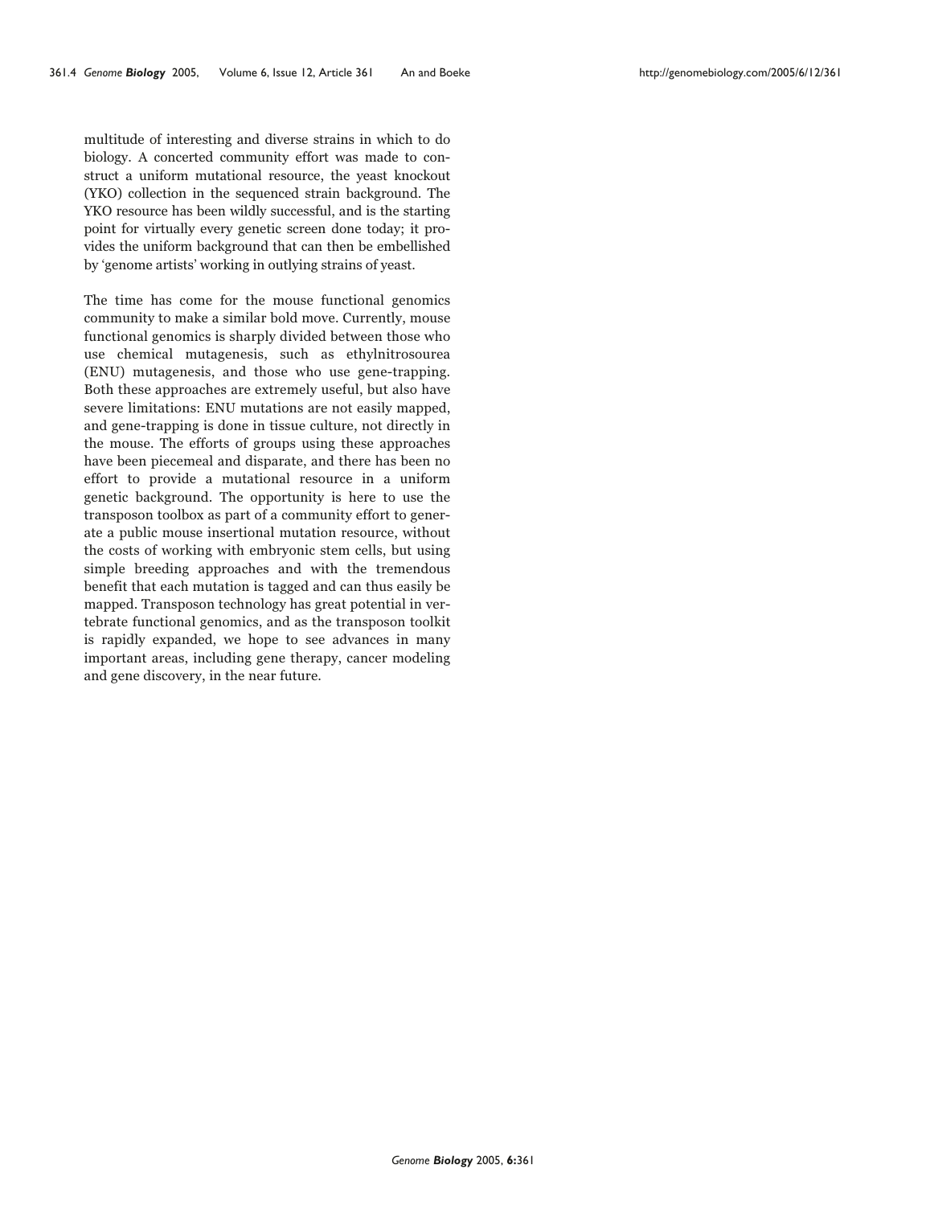multitude of interesting and diverse strains in which to do biology. A concerted community effort was made to construct a uniform mutational resource, the yeast knockout (YKO) collection in the sequenced strain background. The YKO resource has been wildly successful, and is the starting point for virtually every genetic screen done today; it provides the uniform background that can then be embellished by 'genome artists' working in outlying strains of yeast.

The time has come for the mouse functional genomics community to make a similar bold move. Currently, mouse functional genomics is sharply divided between those who use chemical mutagenesis, such as ethylnitrosourea (ENU) mutagenesis, and those who use gene-trapping. Both these approaches are extremely useful, but also have severe limitations: ENU mutations are not easily mapped, and gene-trapping is done in tissue culture, not directly in the mouse. The efforts of groups using these approaches have been piecemeal and disparate, and there has been no effort to provide a mutational resource in a uniform genetic background. The opportunity is here to use the transposon toolbox as part of a community effort to generate a public mouse insertional mutation resource, without the costs of working with embryonic stem cells, but using simple breeding approaches and with the tremendous benefit that each mutation is tagged and can thus easily be mapped. Transposon technology has great potential in vertebrate functional genomics, and as the transposon toolkit is rapidly expanded, we hope to see advances in many important areas, including gene therapy, cancer modeling and gene discovery, in the near future.